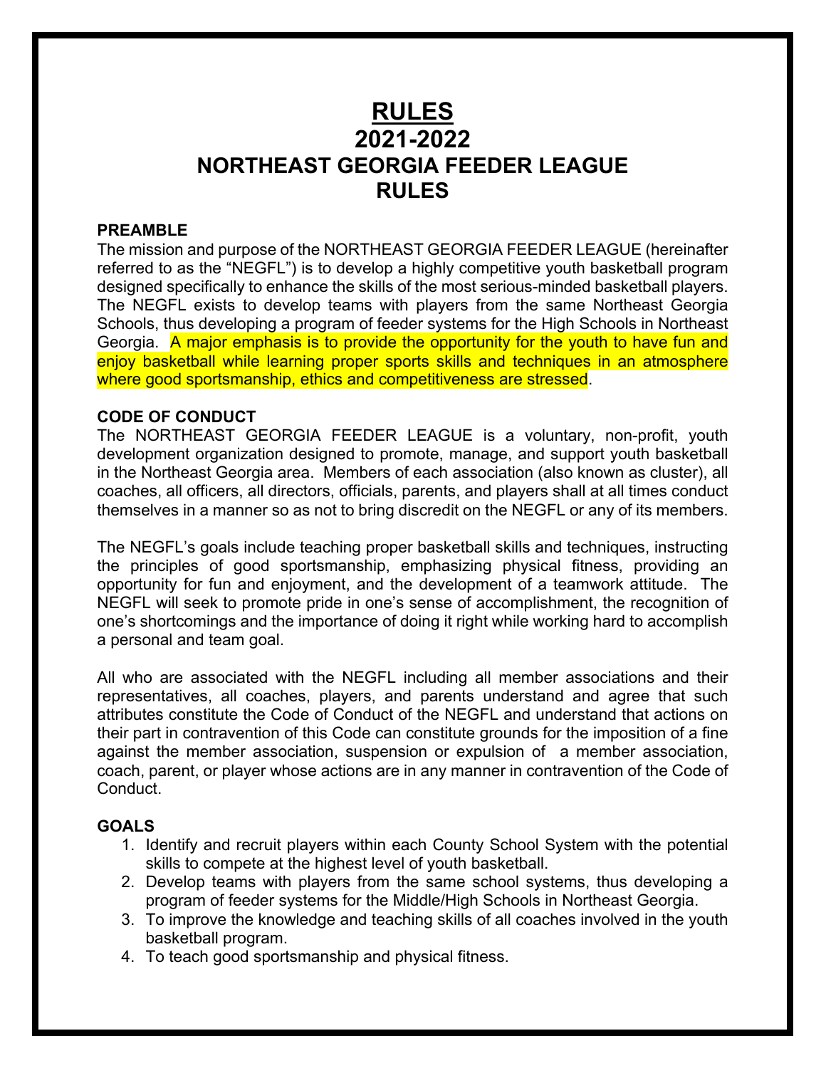# RULES
# 2021-2022
# NORTHEAST GEORGIA FEEDER LEAGUE
# RULES

**PREAMBLE**

The mission and purpose of the NORTHEAST GEORGIA FEEDER LEAGUE (hereinafter referred to as the "NEGFL") is to develop a highly competitive youth basketball program designed specifically to enhance the skills of the most serious-minded basketball players. The NEGFL exists to develop teams with players from the same Northeast Georgia Schools, thus developing a program of feeder systems for the High Schools in Northeast Georgia. A major emphasis is to provide the opportunity for the youth to have fun and enjoy basketball while learning proper sports skills and techniques in an atmosphere where good sportsmanship, ethics and competitiveness are stressed.

**CODE OF CONDUCT**

The NORTHEAST GEORGIA FEEDER LEAGUE is a voluntary, non-profit, youth development organization designed to promote, manage, and support youth basketball in the Northeast Georgia area. Members of each association (also known as cluster), all coaches, all officers, all directors, officials, parents, and players shall at all times conduct themselves in a manner so as not to bring discredit on the NEGFL or any of its members.

The NEGFL's goals include teaching proper basketball skills and techniques, instructing the principles of good sportsmanship, emphasizing physical fitness, providing an opportunity for fun and enjoyment, and the development of a teamwork attitude. The NEGFL will seek to promote pride in one's sense of accomplishment, the recognition of one's shortcomings and the importance of doing it right while working hard to accomplish a personal and team goal.

All who are associated with the NEGFL including all member associations and their representatives, all coaches, players, and parents understand and agree that such attributes constitute the Code of Conduct of the NEGFL and understand that actions on their part in contravention of this Code can constitute grounds for the imposition of a fine against the member association, suspension or expulsion of a member association, coach, parent, or player whose actions are in any manner in contravention of the Code of Conduct.

**GOALS**

1. Identify and recruit players within each County School System with the potential skills to compete at the highest level of youth basketball.
2. Develop teams with players from the same school systems, thus developing a program of feeder systems for the Middle/High Schools in Northeast Georgia.
3. To improve the knowledge and teaching skills of all coaches involved in the youth basketball program.
4. To teach good sportsmanship and physical fitness.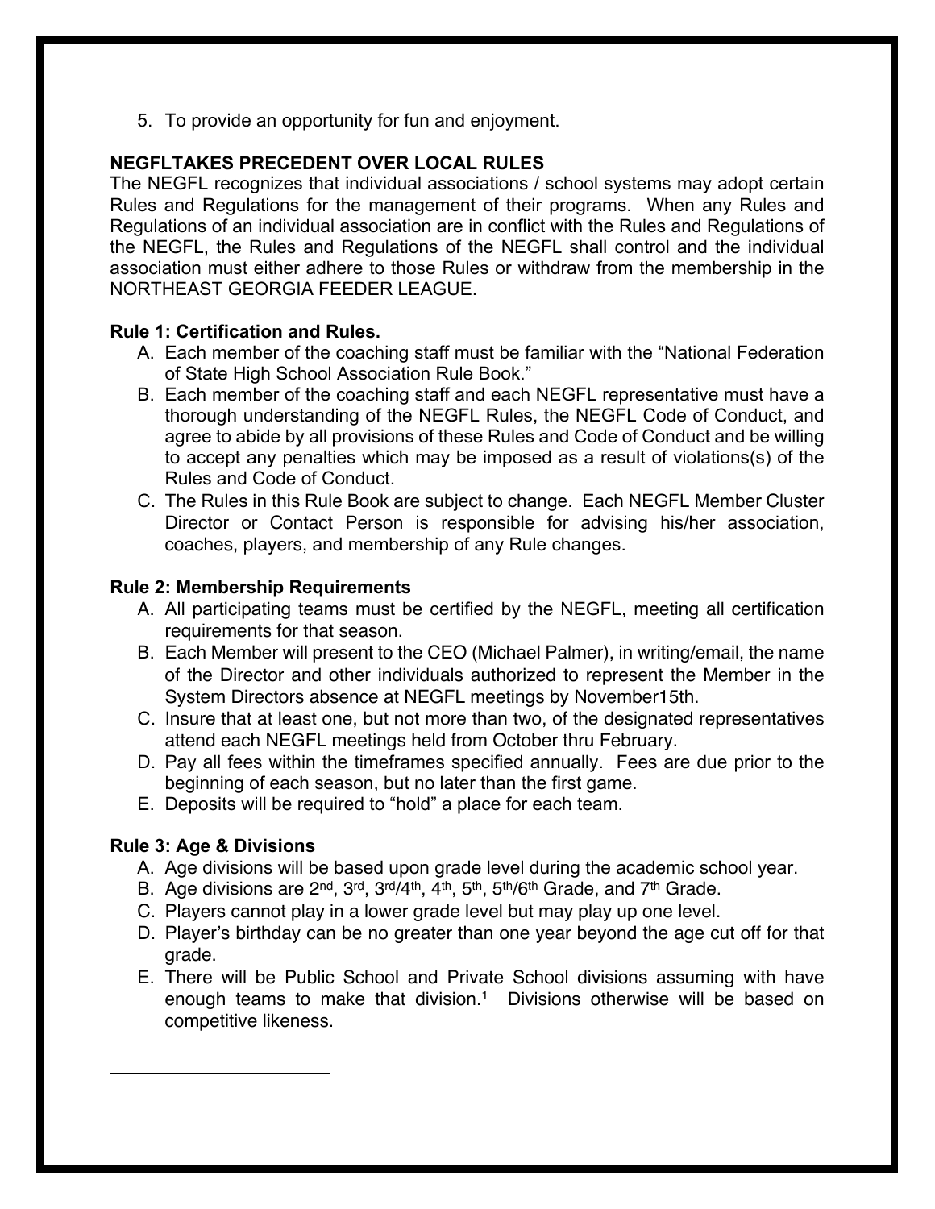5. To provide an opportunity for fun and enjoyment.

**NEGFLTAKES PRECEDENT OVER LOCAL RULES**

The NEGFL recognizes that individual associations / school systems may adopt certain Rules and Regulations for the management of their programs. When any Rules and Regulations of an individual association are in conflict with the Rules and Regulations of the NEGFL, the Rules and Regulations of the NEGFL shall control and the individual association must either adhere to those Rules or withdraw from the membership in the NORTHEAST GEORGIA FEEDER LEAGUE.

**Rule 1: Certification and Rules.**

A. Each member of the coaching staff must be familiar with the "National Federation of State High School Association Rule Book."
B. Each member of the coaching staff and each NEGFL representative must have a thorough understanding of the NEGFL Rules, the NEGFL Code of Conduct, and agree to abide by all provisions of these Rules and Code of Conduct and be willing to accept any penalties which may be imposed as a result of violations(s) of the Rules and Code of Conduct.
C. The Rules in this Rule Book are subject to change. Each NEGFL Member Cluster Director or Contact Person is responsible for advising his/her association, coaches, players, and membership of any Rule changes.

**Rule 2: Membership Requirements**

A. All participating teams must be certified by the NEGFL, meeting all certification requirements for that season.
B. Each Member will present to the CEO (Michael Palmer), in writing/email, the name of the Director and other individuals authorized to represent the Member in the System Directors absence at NEGFL meetings by November15th.
C. Insure that at least one, but not more than two, of the designated representatives attend each NEGFL meetings held from October thru February.
D. Pay all fees within the timeframes specified annually. Fees are due prior to the beginning of each season, but no later than the first game.
E. Deposits will be required to "hold" a place for each team.

**Rule 3: Age & Divisions**

A. Age divisions will be based upon grade level during the academic school year.
B. Age divisions are 2nd, 3rd, 3rd/4th, 4th, 5th, 5th/6th Grade, and 7th Grade.
C. Players cannot play in a lower grade level but may play up one level.
D. Player's birthday can be no greater than one year beyond the age cut off for that grade.
E. There will be Public School and Private School divisions assuming with have enough teams to make that division.[1] Divisions otherwise will be based on competitive likeness.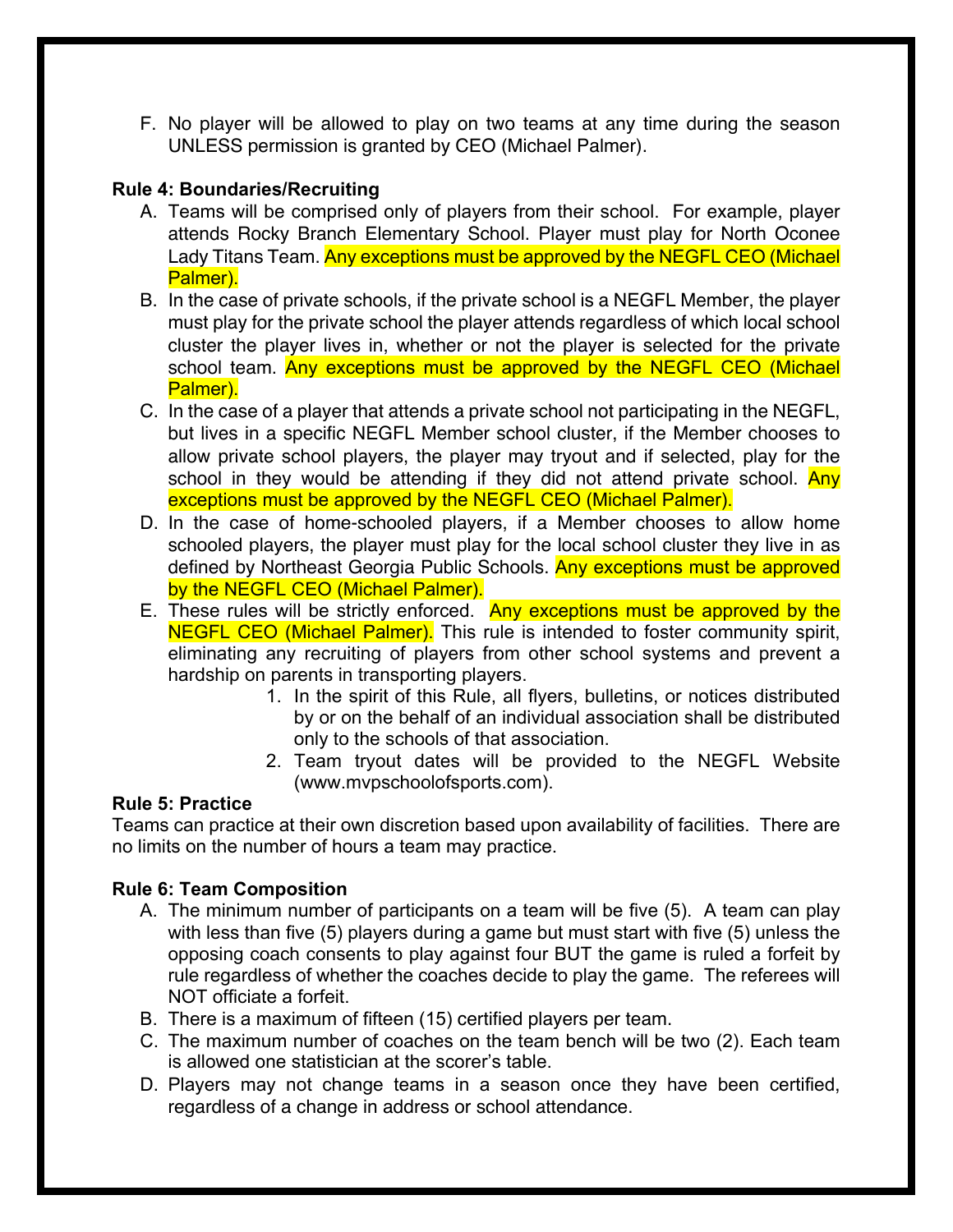F. No player will be allowed to play on two teams at any time during the season UNLESS permission is granted by CEO (Michael Palmer).

**Rule 4: Boundaries/Recruiting**

A. Teams will be comprised only of players from their school. For example, player attends Rocky Branch Elementary School. Player must play for North Oconee Lady Titans Team. Any exceptions must be approved by the NEGFL CEO (Michael Palmer).

B. In the case of private schools, if the private school is a NEGFL Member, the player must play for the private school the player attends regardless of which local school cluster the player lives in, whether or not the player is selected for the private school team. Any exceptions must be approved by the NEGFL CEO (Michael Palmer).

C. In the case of a player that attends a private school not participating in the NEGFL, but lives in a specific NEGFL Member school cluster, if the Member chooses to allow private school players, the player may tryout and if selected, play for the school in they would be attending if they did not attend private school. Any exceptions must be approved by the NEGFL CEO (Michael Palmer).

D. In the case of home-schooled players, if a Member chooses to allow home schooled players, the player must play for the local school cluster they live in as defined by Northeast Georgia Public Schools. Any exceptions must be approved by the NEGFL CEO (Michael Palmer).

E. These rules will be strictly enforced. Any exceptions must be approved by the NEGFL CEO (Michael Palmer). This rule is intended to foster community spirit, eliminating any recruiting of players from other school systems and prevent a hardship on parents in transporting players.

1. In the spirit of this Rule, all flyers, bulletins, or notices distributed by or on the behalf of an individual association shall be distributed only to the schools of that association.
2. Team tryout dates will be provided to the NEGFL Website (www.mvpschoolofsports.com).

**Rule 5: Practice**

Teams can practice at their own discretion based upon availability of facilities. There are no limits on the number of hours a team may practice.

**Rule 6: Team Composition**

A. The minimum number of participants on a team will be five (5). A team can play with less than five (5) players during a game but must start with five (5) unless the opposing coach consents to play against four BUT the game is ruled a forfeit by rule regardless of whether the coaches decide to play the game. The referees will NOT officiate a forfeit.

B. There is a maximum of fifteen (15) certified players per team.

C. The maximum number of coaches on the team bench will be two (2). Each team is allowed one statistician at the scorer's table.

D. Players may not change teams in a season once they have been certified, regardless of a change in address or school attendance.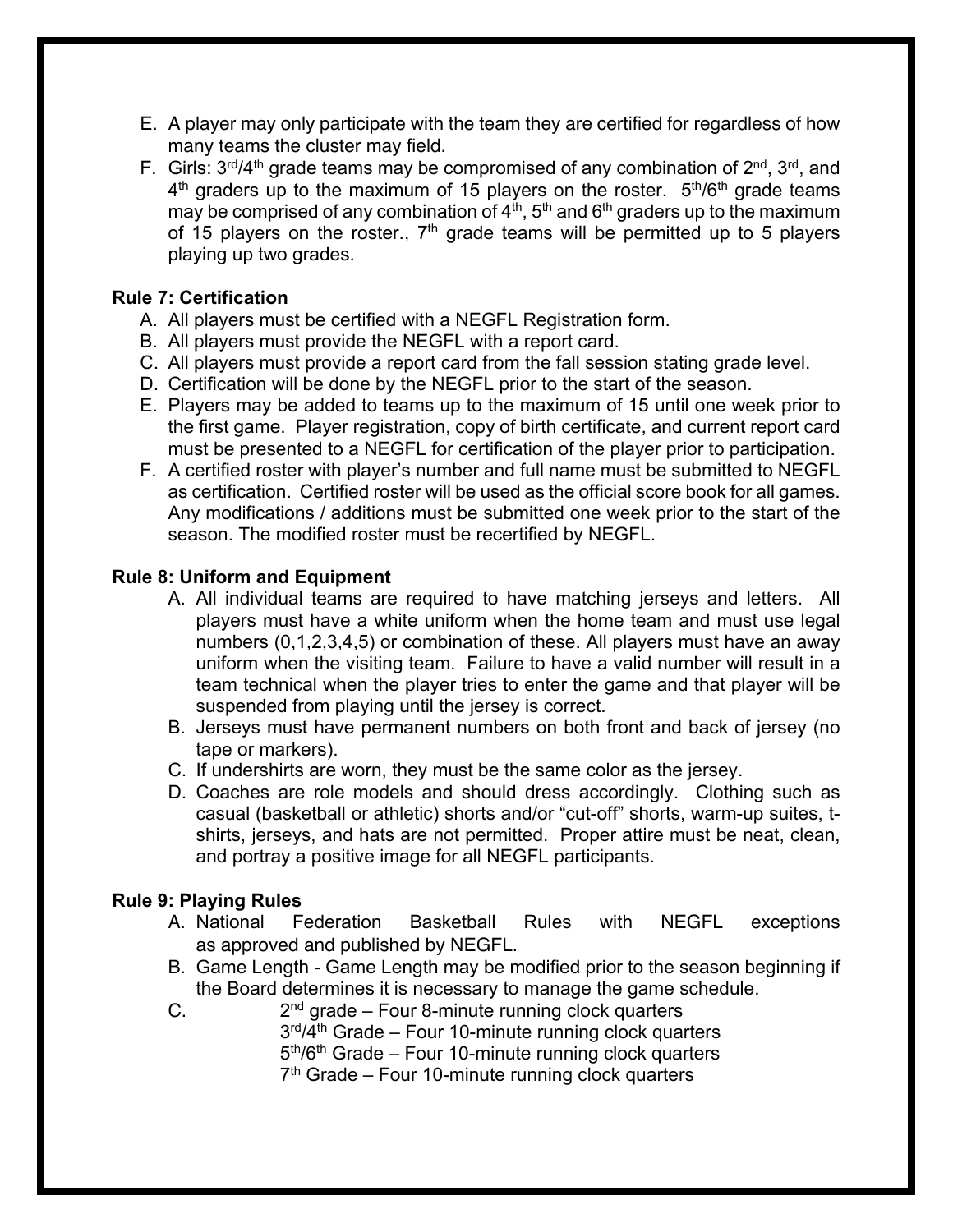E. A player may only participate with the team they are certified for regardless of how many teams the cluster may field.
F. Girls: 3rd/4th grade teams may be compromised of any combination of 2nd, 3rd, and 4th graders up to the maximum of 15 players on the roster. 5th/6th grade teams may be comprised of any combination of 4th, 5th and 6th graders up to the maximum of 15 players on the roster., 7th grade teams will be permitted up to 5 players playing up two grades.

**Rule 7: Certification**

A. All players must be certified with a NEGFL Registration form.
B. All players must provide the NEGFL with a report card.
C. All players must provide a report card from the fall session stating grade level.
D. Certification will be done by the NEGFL prior to the start of the season.
E. Players may be added to teams up to the maximum of 15 until one week prior to the first game. Player registration, copy of birth certificate, and current report card must be presented to a NEGFL for certification of the player prior to participation.
F. A certified roster with player's number and full name must be submitted to NEGFL as certification. Certified roster will be used as the official score book for all games. Any modifications / additions must be submitted one week prior to the start of the season. The modified roster must be recertified by NEGFL.

**Rule 8: Uniform and Equipment**

A. All individual teams are required to have matching jerseys and letters. All players must have a white uniform when the home team and must use legal numbers (0,1,2,3,4,5) or combination of these. All players must have an away uniform when the visiting team. Failure to have a valid number will result in a team technical when the player tries to enter the game and that player will be suspended from playing until the jersey is correct.
B. Jerseys must have permanent numbers on both front and back of jersey (no tape or markers).
C. If undershirts are worn, they must be the same color as the jersey.
D. Coaches are role models and should dress accordingly. Clothing such as casual (basketball or athletic) shorts and/or "cut-off" shorts, warm-up suites, t-shirts, jerseys, and hats are not permitted. Proper attire must be neat, clean, and portray a positive image for all NEGFL participants.

**Rule 9: Playing Rules**

A. National Federation Basketball Rules with NEGFL exceptions as approved and published by NEGFL.
B. Game Length - Game Length may be modified prior to the season beginning if the Board determines it is necessary to manage the game schedule.
C. 2nd grade – Four 8-minute running clock quarters
   3rd/4th Grade – Four 10-minute running clock quarters
   5th/6th Grade – Four 10-minute running clock quarters
   7th Grade – Four 10-minute running clock quarters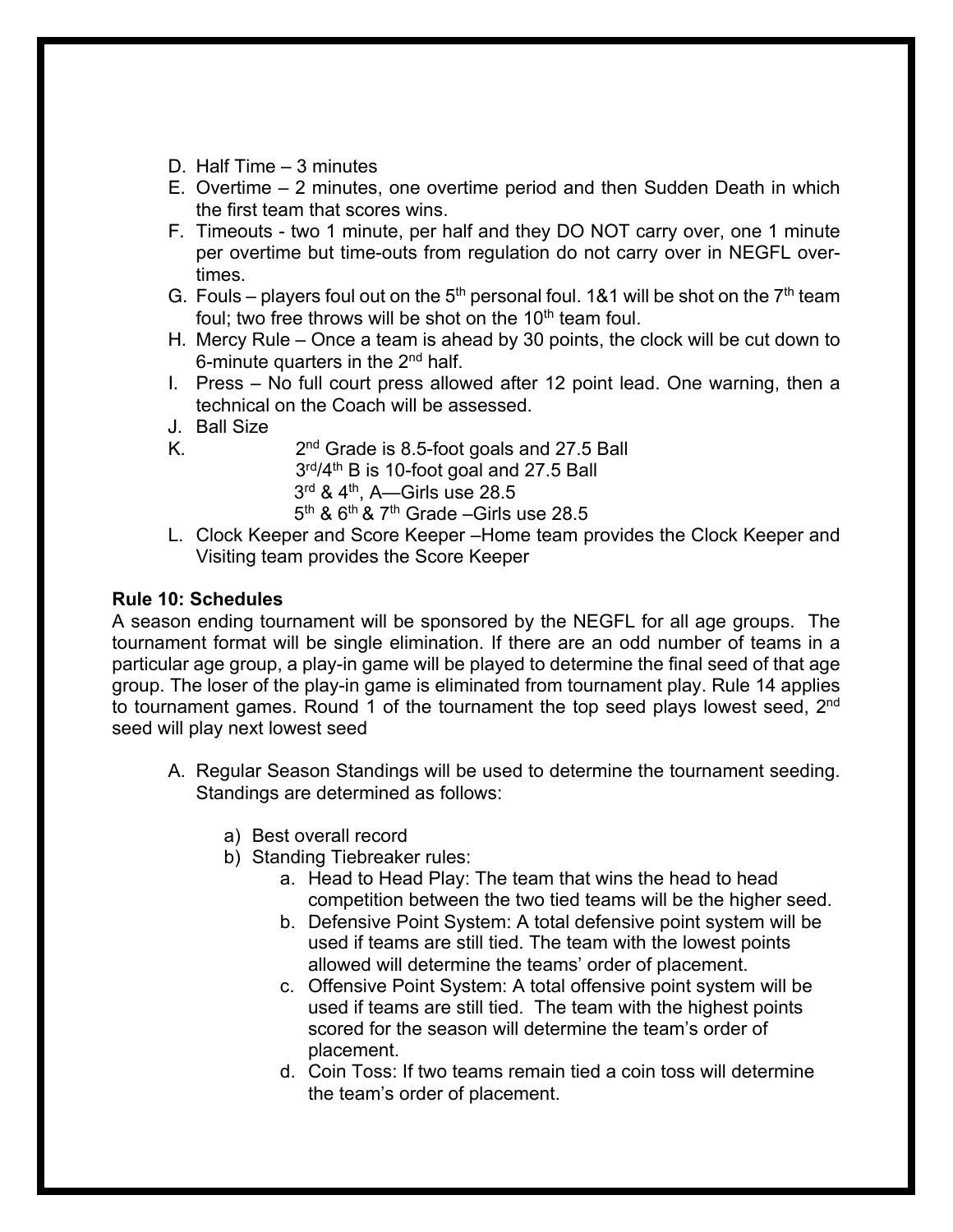D. Half Time – 3 minutes

E. Overtime – 2 minutes, one overtime period and then Sudden Death in which the first team that scores wins.

F. Timeouts - two 1 minute, per half and they DO NOT carry over, one 1 minute per overtime but time-outs from regulation do not carry over in NEGFL over-times.

G. Fouls – players foul out on the 5th personal foul. 1&1 will be shot on the 7th team foul; two free throws will be shot on the 10th team foul.

H. Mercy Rule – Once a team is ahead by 30 points, the clock will be cut down to 6-minute quarters in the 2nd half.

I. Press – No full court press allowed after 12 point lead. One warning, then a technical on the Coach will be assessed.

J. Ball Size

K. 2nd Grade is 8.5-foot goals and 27.5 Ball
   3rd/4th B is 10-foot goal and 27.5 Ball
   3rd & 4th, A—Girls use 28.5
   5th & 6th & 7th Grade –Girls use 28.5

L. Clock Keeper and Score Keeper –Home team provides the Clock Keeper and Visiting team provides the Score Keeper

**Rule 10: Schedules**

A season ending tournament will be sponsored by the NEGFL for all age groups. The tournament format will be single elimination. If there are an odd number of teams in a particular age group, a play-in game will be played to determine the final seed of that age group. The loser of the play-in game is eliminated from tournament play. Rule 14 applies to tournament games. Round 1 of the tournament the top seed plays lowest seed, 2nd seed will play next lowest seed

A. Regular Season Standings will be used to determine the tournament seeding. Standings are determined as follows:

   a) Best overall record
   b) Standing Tiebreaker rules:
      a. Head to Head Play: The team that wins the head to head competition between the two tied teams will be the higher seed.
      b. Defensive Point System: A total defensive point system will be used if teams are still tied. The team with the lowest points allowed will determine the teams' order of placement.
      c. Offensive Point System: A total offensive point system will be used if teams are still tied. The team with the highest points scored for the season will determine the team's order of placement.
      d. Coin Toss: If two teams remain tied a coin toss will determine the team's order of placement.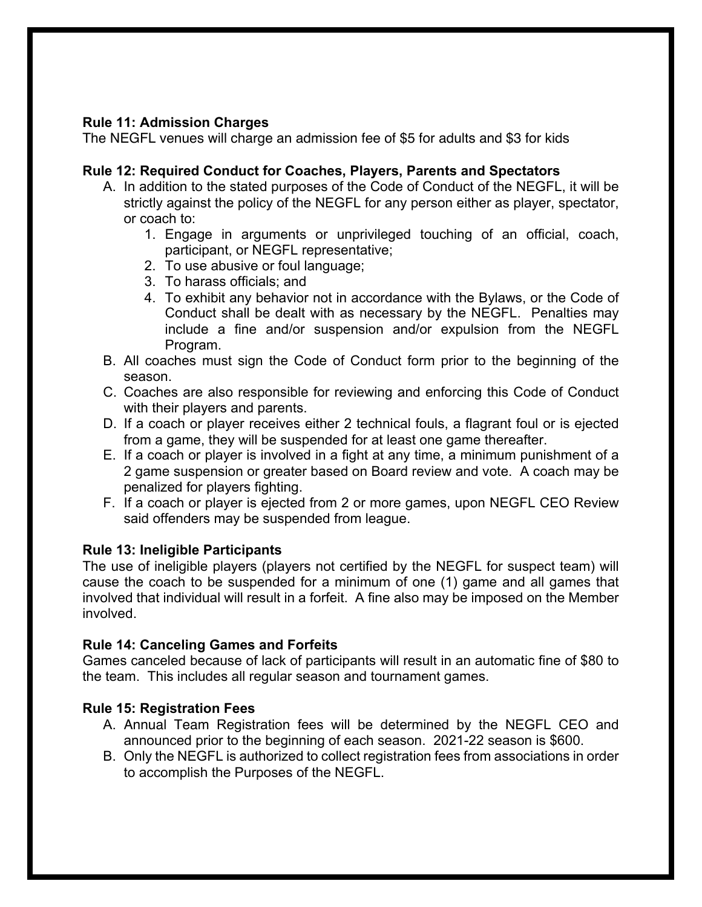**Rule 11: Admission Charges**

The NEGFL venues will charge an admission fee of $5 for adults and $3 for kids

**Rule 12: Required Conduct for Coaches, Players, Parents and Spectators**

A. In addition to the stated purposes of the Code of Conduct of the NEGFL, it will be strictly against the policy of the NEGFL for any person either as player, spectator, or coach to:
    1. Engage in arguments or unprivileged touching of an official, coach, participant, or NEGFL representative;
    2. To use abusive or foul language;
    3. To harass officials; and
    4. To exhibit any behavior not in accordance with the Bylaws, or the Code of Conduct shall be dealt with as necessary by the NEGFL. Penalties may include a fine and/or suspension and/or expulsion from the NEGFL Program.

B. All coaches must sign the Code of Conduct form prior to the beginning of the season.

C. Coaches are also responsible for reviewing and enforcing this Code of Conduct with their players and parents.

D. If a coach or player receives either 2 technical fouls, a flagrant foul or is ejected from a game, they will be suspended for at least one game thereafter.

E. If a coach or player is involved in a fight at any time, a minimum punishment of a 2 game suspension or greater based on Board review and vote. A coach may be penalized for players fighting.

F. If a coach or player is ejected from 2 or more games, upon NEGFL CEO Review said offenders may be suspended from league.

**Rule 13: Ineligible Participants**

The use of ineligible players (players not certified by the NEGFL for suspect team) will cause the coach to be suspended for a minimum of one (1) game and all games that involved that individual will result in a forfeit. A fine also may be imposed on the Member involved.

**Rule 14: Canceling Games and Forfeits**

Games canceled because of lack of participants will result in an automatic fine of $80 to the team. This includes all regular season and tournament games.

**Rule 15: Registration Fees**

A. Annual Team Registration fees will be determined by the NEGFL CEO and announced prior to the beginning of each season. 2021-22 season is $600.

B. Only the NEGFL is authorized to collect registration fees from associations in order to accomplish the Purposes of the NEGFL.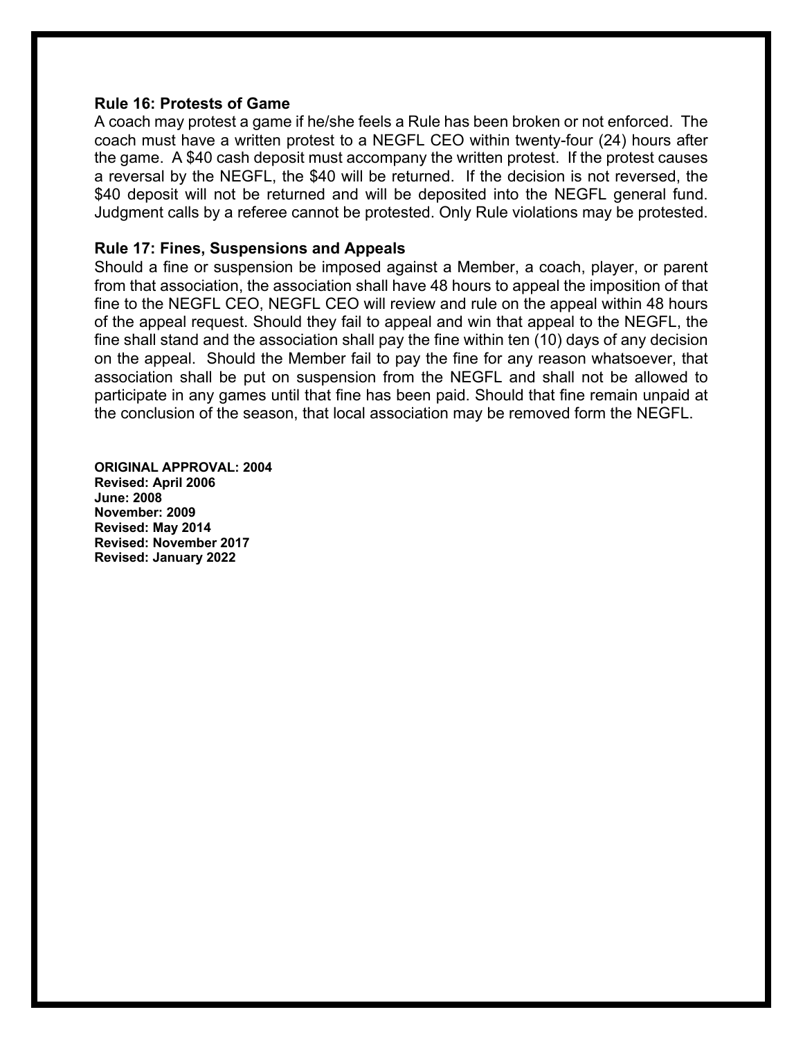### Rule 16: Protests of Game

A coach may protest a game if he/she feels a Rule has been broken or not enforced. The coach must have a written protest to a NEGFL CEO within twenty-four (24) hours after the game. A $40 cash deposit must accompany the written protest. If the protest causes a reversal by the NEGFL, the $40 will be returned. If the decision is not reversed, the $40 deposit will not be returned and will be deposited into the NEGFL general fund. Judgment calls by a referee cannot be protested. Only Rule violations may be protested.

### Rule 17: Fines, Suspensions and Appeals

Should a fine or suspension be imposed against a Member, a coach, player, or parent from that association, the association shall have 48 hours to appeal the imposition of that fine to the NEGFL CEO, NEGFL CEO will review and rule on the appeal within 48 hours of the appeal request. Should they fail to appeal and win that appeal to the NEGFL, the fine shall stand and the association shall pay the fine within ten (10) days of any decision on the appeal. Should the Member fail to pay the fine for any reason whatsoever, that association shall be put on suspension from the NEGFL and shall not be allowed to participate in any games until that fine has been paid. Should that fine remain unpaid at the conclusion of the season, that local association may be removed form the NEGFL.

**ORIGINAL APPROVAL: 2004**
**Revised: April 2006**
**June: 2008**
**November: 2009**
**Revised: May 2014**
**Revised: November 2017**
**Revised: January 2022**